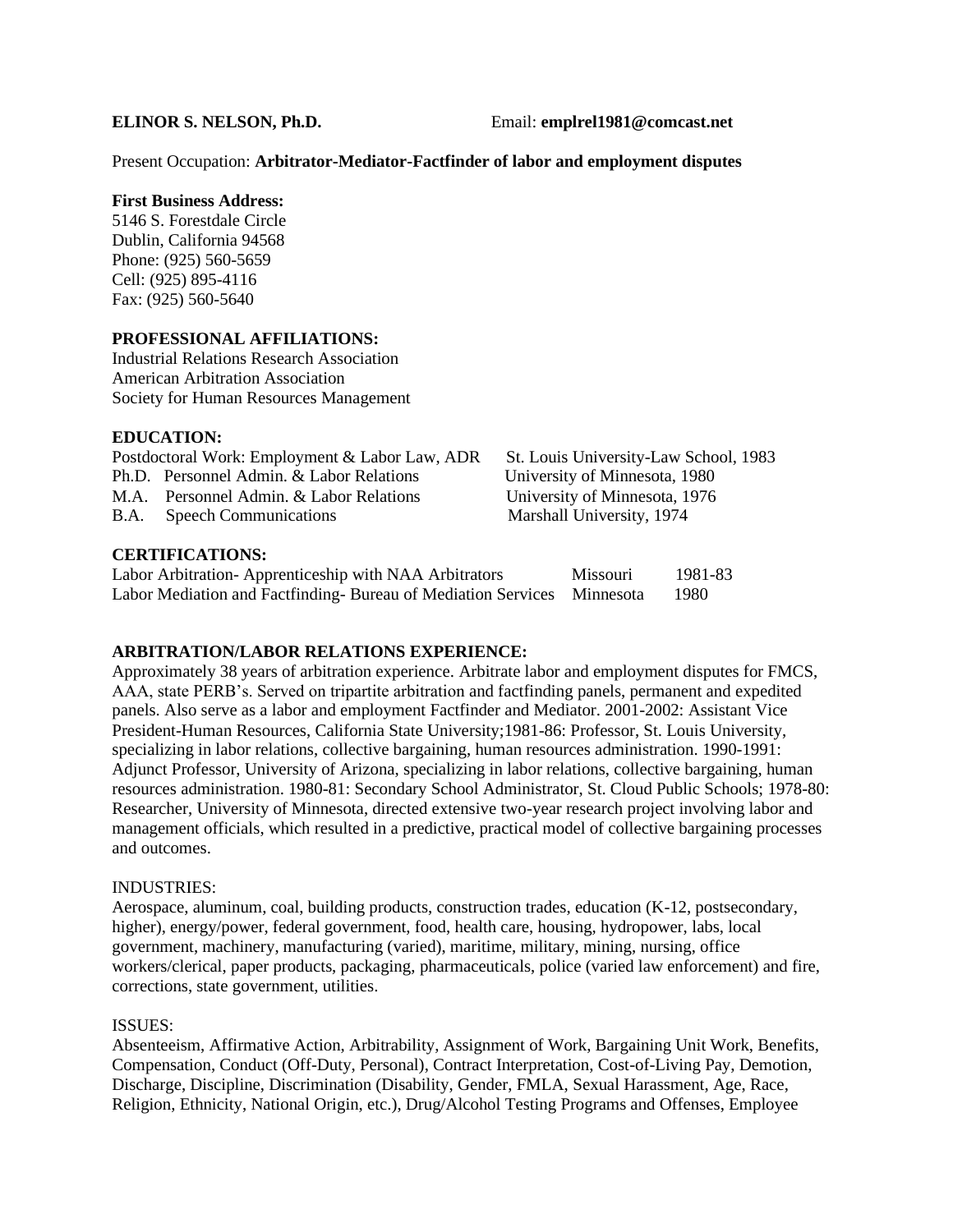**ELINOR S. NELSON, Ph.D.** Email: **emplrel1981@comcast.net**

Present Occupation: **Arbitrator-Mediator-Factfinder of labor and employment disputes**

**First Business Address:**
5146 S. Forestdale Circle
Dublin, California 94568
Phone: (925) 560-5659
Cell: (925) 895-4116
Fax: (925) 560-5640

**PROFESSIONAL AFFILIATIONS:**
Industrial Relations Research Association
American Arbitration Association
Society for Human Resources Management

**EDUCATION:**

| | |
|---|---|
| Postdoctoral Work: Employment & Labor Law, ADR | St. Louis University-Law School, 1983 |
| Ph.D. Personnel Admin. & Labor Relations | University of Minnesota, 1980 |
| M.A. Personnel Admin. & Labor Relations | University of Minnesota, 1976 |
| B.A. Speech Communications | Marshall University, 1974 |

**CERTIFICATIONS:**

| | | |
|---|---|---|
| Labor Arbitration- Apprenticeship with NAA Arbitrators | Missouri | 1981-83 |
| Labor Mediation and Factfinding- Bureau of Mediation Services | Minnesota | 1980 |

**ARBITRATION/LABOR RELATIONS EXPERIENCE:**
Approximately 38 years of arbitration experience. Arbitrate labor and employment disputes for FMCS, AAA, state PERB's. Served on tripartite arbitration and factfinding panels, permanent and expedited panels. Also serve as a labor and employment Factfinder and Mediator. 2001-2002: Assistant Vice President-Human Resources, California State University;1981-86: Professor, St. Louis University, specializing in labor relations, collective bargaining, human resources administration. 1990-1991: Adjunct Professor, University of Arizona, specializing in labor relations, collective bargaining, human resources administration. 1980-81: Secondary School Administrator, St. Cloud Public Schools; 1978-80: Researcher, University of Minnesota, directed extensive two-year research project involving labor and management officials, which resulted in a predictive, practical model of collective bargaining processes and outcomes.

INDUSTRIES:
Aerospace, aluminum, coal, building products, construction trades, education (K-12, postsecondary, higher), energy/power, federal government, food, health care, housing, hydropower, labs, local government, machinery, manufacturing (varied), maritime, military, mining, nursing, office workers/clerical, paper products, packaging, pharmaceuticals, police (varied law enforcement) and fire, corrections, state government, utilities.

ISSUES:
Absenteeism, Affirmative Action, Arbitrability, Assignment of Work, Bargaining Unit Work, Benefits, Compensation, Conduct (Off-Duty, Personal), Contract Interpretation, Cost-of-Living Pay, Demotion, Discharge, Discipline, Discrimination (Disability, Gender, FMLA, Sexual Harassment, Age, Race, Religion, Ethnicity, National Origin, etc.), Drug/Alcohol Testing Programs and Offenses, Employee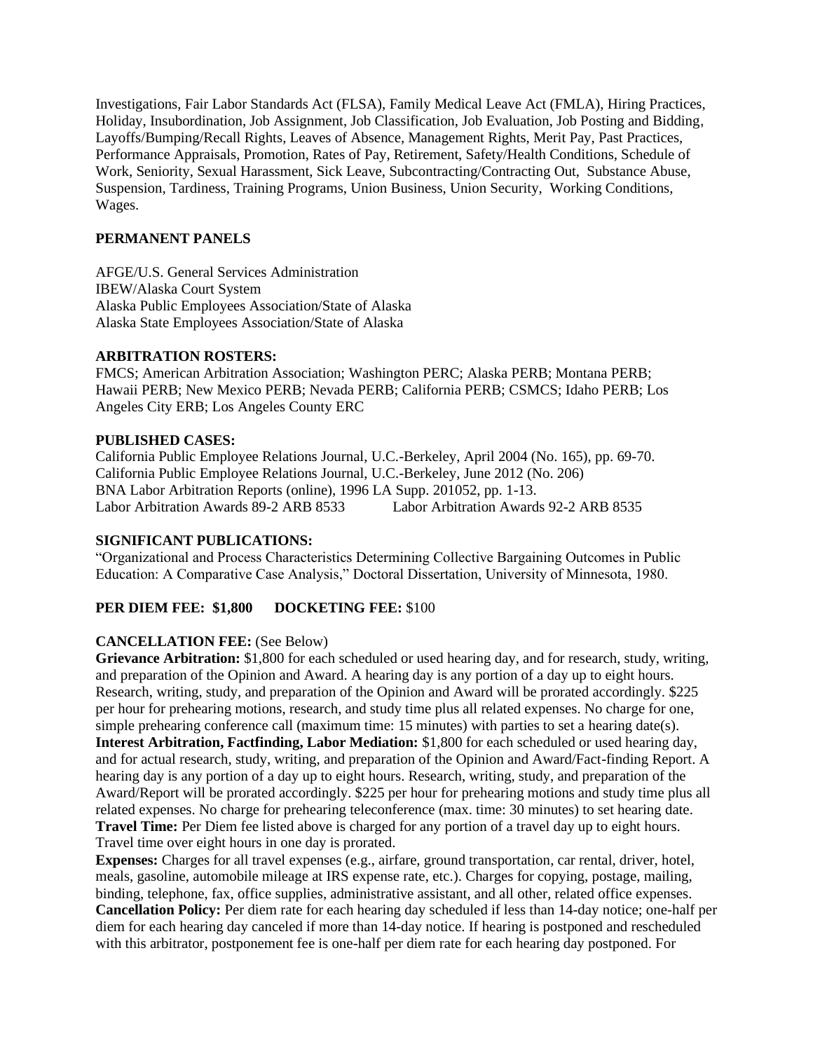Investigations, Fair Labor Standards Act (FLSA), Family Medical Leave Act (FMLA), Hiring Practices, Holiday, Insubordination, Job Assignment, Job Classification, Job Evaluation, Job Posting and Bidding, Layoffs/Bumping/Recall Rights, Leaves of Absence, Management Rights, Merit Pay, Past Practices, Performance Appraisals, Promotion, Rates of Pay, Retirement, Safety/Health Conditions, Schedule of Work, Seniority, Sexual Harassment, Sick Leave, Subcontracting/Contracting Out, Substance Abuse, Suspension, Tardiness, Training Programs, Union Business, Union Security, Working Conditions, Wages.

**PERMANENT PANELS**

AFGE/U.S. General Services Administration
IBEW/Alaska Court System
Alaska Public Employees Association/State of Alaska
Alaska State Employees Association/State of Alaska

**ARBITRATION ROSTERS:**
FMCS; American Arbitration Association; Washington PERC; Alaska PERB; Montana PERB; Hawaii PERB; New Mexico PERB; Nevada PERB; California PERB; CSMCS; Idaho PERB; Los Angeles City ERB; Los Angeles County ERC

**PUBLISHED CASES:**
California Public Employee Relations Journal, U.C.-Berkeley, April 2004 (No. 165), pp. 69-70.
California Public Employee Relations Journal, U.C.-Berkeley, June 2012 (No. 206)
BNA Labor Arbitration Reports (online), 1996 LA Supp. 201052, pp. 1-13.
Labor Arbitration Awards 89-2 ARB 8533 Labor Arbitration Awards 92-2 ARB 8535

**SIGNIFICANT PUBLICATIONS:**
"Organizational and Process Characteristics Determining Collective Bargaining Outcomes in Public Education: A Comparative Case Analysis," Doctoral Dissertation, University of Minnesota, 1980.

**PER DIEM FEE: $1,800 DOCKETING FEE:** $100

**CANCELLATION FEE:** (See Below)
**Grievance Arbitration:** $1,800 for each scheduled or used hearing day, and for research, study, writing, and preparation of the Opinion and Award. A hearing day is any portion of a day up to eight hours. Research, writing, study, and preparation of the Opinion and Award will be prorated accordingly. $225 per hour for prehearing motions, research, and study time plus all related expenses. No charge for one, simple prehearing conference call (maximum time: 15 minutes) with parties to set a hearing date(s).
**Interest Arbitration, Factfinding, Labor Mediation:** $1,800 for each scheduled or used hearing day, and for actual research, study, writing, and preparation of the Opinion and Award/Fact-finding Report. A hearing day is any portion of a day up to eight hours. Research, writing, study, and preparation of the Award/Report will be prorated accordingly. $225 per hour for prehearing motions and study time plus all related expenses. No charge for prehearing teleconference (max. time: 30 minutes) to set hearing date.
**Travel Time:** Per Diem fee listed above is charged for any portion of a travel day up to eight hours. Travel time over eight hours in one day is prorated.
**Expenses:** Charges for all travel expenses (e.g., airfare, ground transportation, car rental, driver, hotel, meals, gasoline, automobile mileage at IRS expense rate, etc.). Charges for copying, postage, mailing, binding, telephone, fax, office supplies, administrative assistant, and all other, related office expenses.
**Cancellation Policy:** Per diem rate for each hearing day scheduled if less than 14-day notice; one-half per diem for each hearing day canceled if more than 14-day notice. If hearing is postponed and rescheduled with this arbitrator, postponement fee is one-half per diem rate for each hearing day postponed. For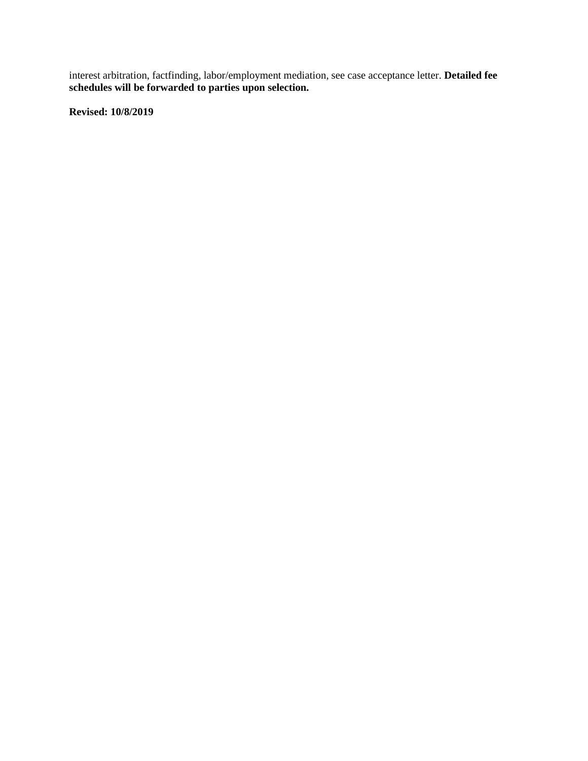interest arbitration, factfinding, labor/employment mediation, see case acceptance letter. **Detailed fee schedules will be forwarded to parties upon selection.**

**Revised: 10/8/2019**